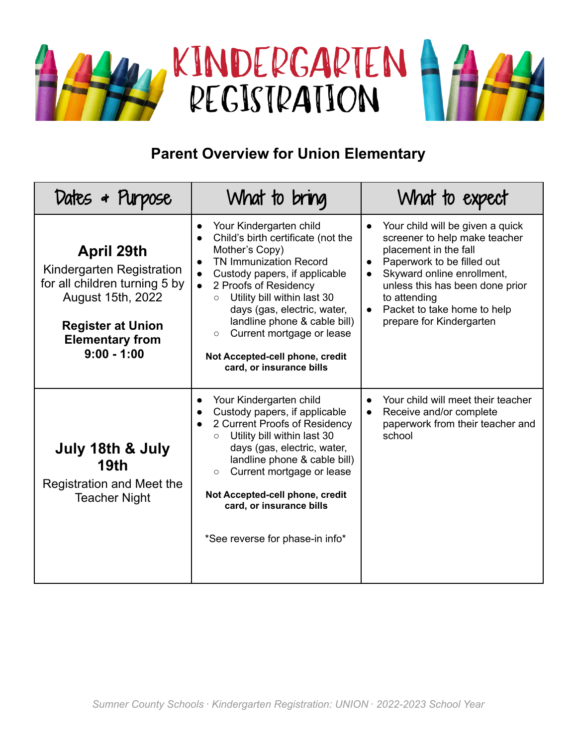# KINDERGARTEN REGISTRATION

## Parent Overview for Union Elementary

| Dates + Purpose | What to bring | What to expect |
|---|---|---|
| **April 29th**<br>Kindergarten Registration for all children turning 5 by August 15th, 2022<br><br>**Register at Union Elementary from 9:00 - 1:00** | • Your Kindergarten child<br>• Child's birth certificate (not the Mother's Copy)<br>• TN Immunization Record<br>• Custody papers, if applicable<br>• 2 Proofs of Residency<br>  ○ Utility bill within last 30 days (gas, electric, water, landline phone & cable bill)<br>  ○ Current mortgage or lease<br><br>**Not Accepted-cell phone, credit card, or insurance bills** | • Your child will be given a quick screener to help make teacher placement in the fall<br>• Paperwork to be filled out<br>• Skyward online enrollment, unless this has been done prior to attending<br>• Packet to take home to help prepare for Kindergarten |
| **July 18th & July 19th**<br>Registration and Meet the Teacher Night | • Your Kindergarten child<br>• Custody papers, if applicable<br>• 2 Current Proofs of Residency<br>  ○ Utility bill within last 30 days (gas, electric, water, landline phone & cable bill)<br>  ○ Current mortgage or lease<br><br>**Not Accepted-cell phone, credit card, or insurance bills**<br><br>*See reverse for phase-in info* | • Your child will meet their teacher<br>• Receive and/or complete paperwork from their teacher and school |

*Sumner County Schools · Kindergarten Registration: UNION · 2022-2023 School Year*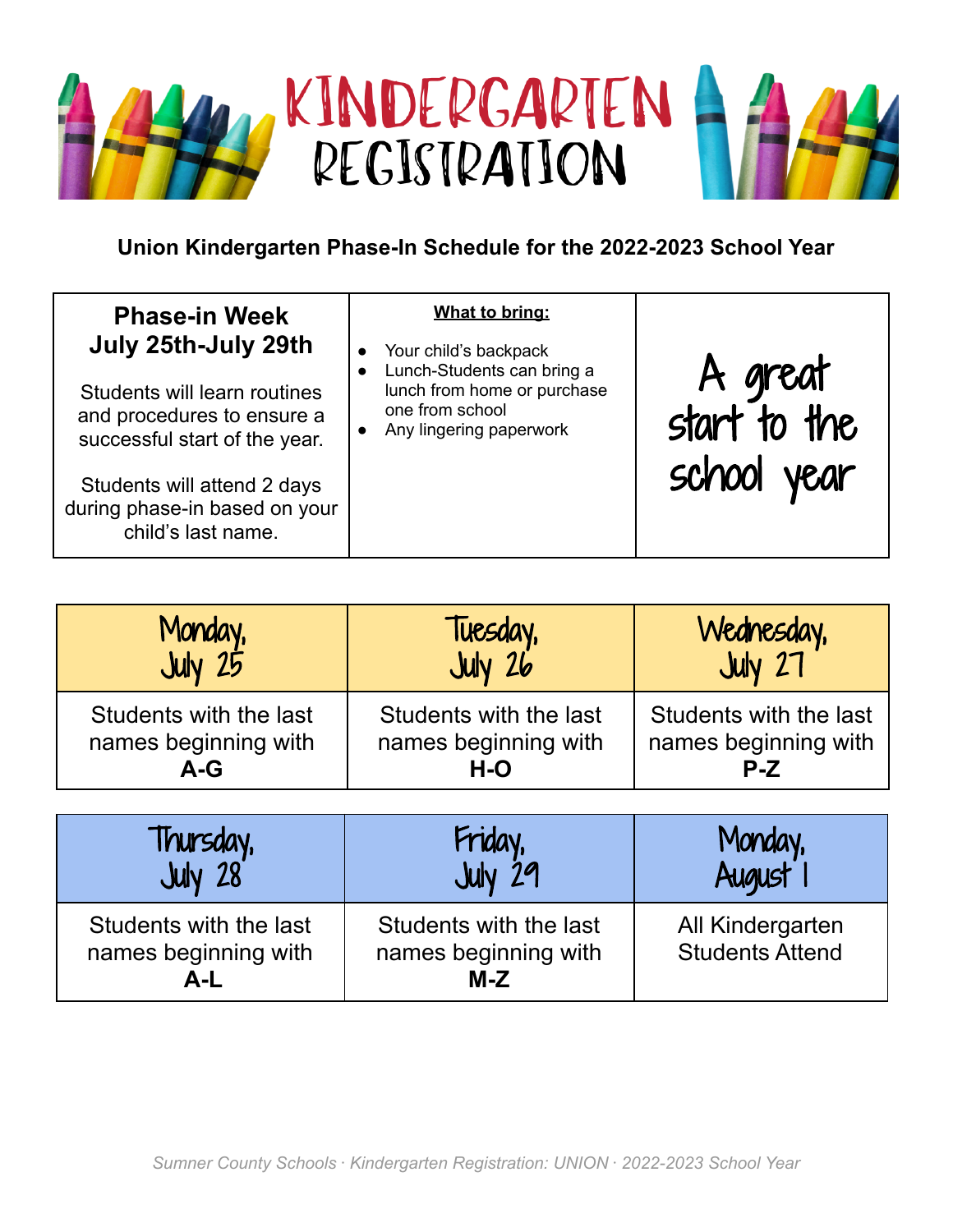# Kindergarten Registration

**Union Kindergarten Phase-In Schedule for the 2022-2023 School Year**

| | | |
|---|---|---|
| **Phase-in Week July 25th-July 29th**<br><br>Students will learn routines and procedures to ensure a successful start of the year.<br><br>Students will attend 2 days during phase-in based on your child's last name. | **What to bring:**<br>• Your child's backpack<br>• Lunch-Students can bring a lunch from home or purchase one from school<br>• Any lingering paperwork | A great start to the school year |

| Monday, July 25 | Tuesday, July 26 | Wednesday, July 27 |
|---|---|---|
| Students with the last names beginning with **A-G** | Students with the last names beginning with **H-O** | Students with the last names beginning with **P-Z** |

| Thursday, July 28 | Friday, July 29 | Monday, August 1 |
|---|---|---|
| Students with the last names beginning with **A-L** | Students with the last names beginning with **M-Z** | All Kindergarten Students Attend |